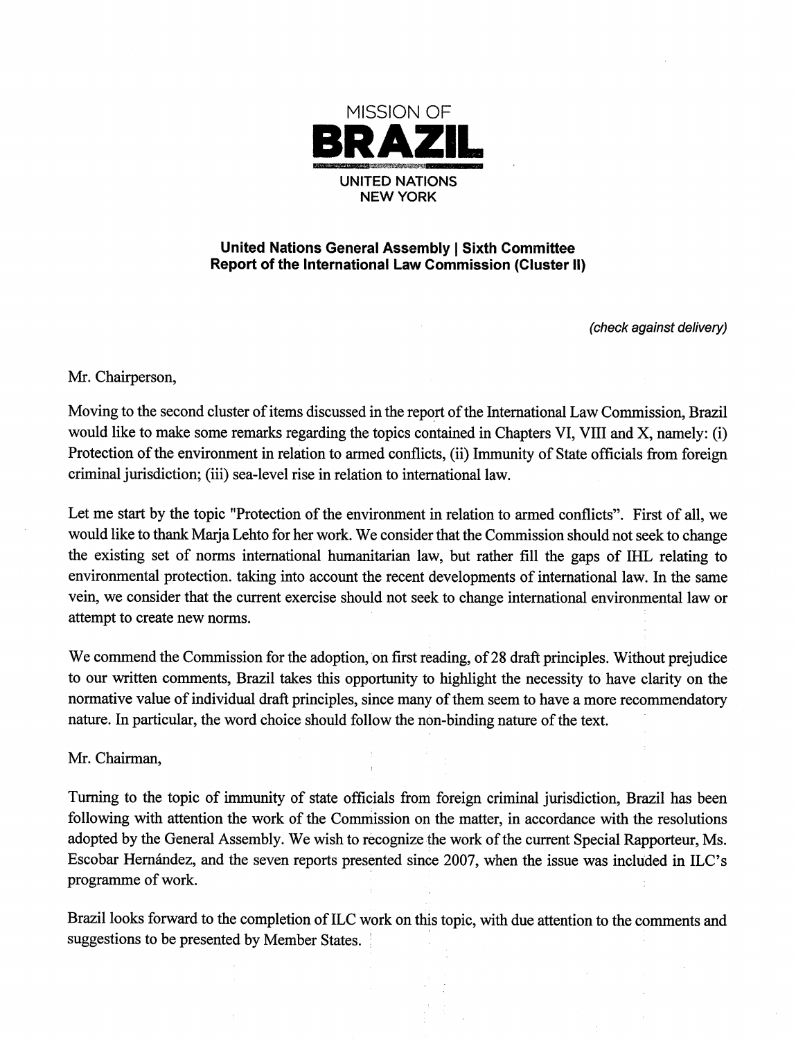MISSION OF

**BRAZIL**

UNITED NATIONS
NEW YORK

**United Nations General Assembly | Sixth Committee**
**Report of the International Law Commission (Cluster II)**

*(check against delivery)*

Mr. Chairperson,

Moving to the second cluster of items discussed in the report of the International Law Commission, Brazil would like to make some remarks regarding the topics contained in Chapters VI, VIII and X, namely: (i) Protection of the environment in relation to armed conflicts, (ii) Immunity of State officials from foreign criminal jurisdiction; (iii) sea-level rise in relation to international law.

Let me start by the topic "Protection of the environment in relation to armed conflicts". First of all, we would like to thank Marja Lehto for her work. We consider that the Commission should not seek to change the existing set of norms international humanitarian law, but rather fill the gaps of IHL relating to environmental protection. taking into account the recent developments of international law. In the same vein, we consider that the current exercise should not seek to change international environmental law or attempt to create new norms.

We commend the Commission for the adoption, on first reading, of 28 draft principles. Without prejudice to our written comments, Brazil takes this opportunity to highlight the necessity to have clarity on the normative value of individual draft principles, since many of them seem to have a more recommendatory nature. In particular, the word choice should follow the non-binding nature of the text.

Mr. Chairman,

Turning to the topic of immunity of state officials from foreign criminal jurisdiction, Brazil has been following with attention the work of the Commission on the matter, in accordance with the resolutions adopted by the General Assembly. We wish to recognize the work of the current Special Rapporteur, Ms. Escobar Hernández, and the seven reports presented since 2007, when the issue was included in ILC's programme of work.

Brazil looks forward to the completion of ILC work on this topic, with due attention to the comments and suggestions to be presented by Member States.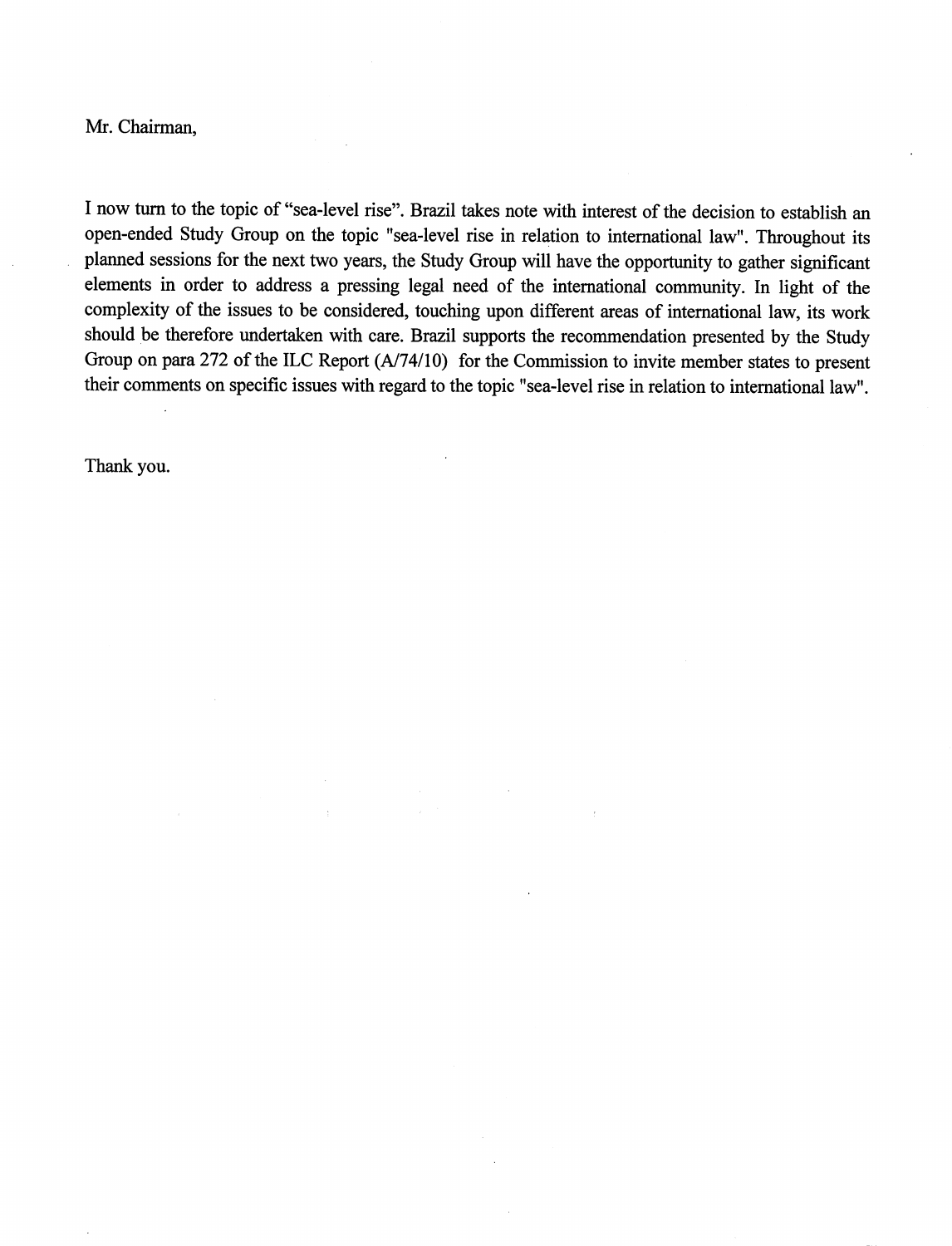Mr. Chairman,

I now turn to the topic of “sea-level rise”. Brazil takes note with interest of the decision to establish an open-ended Study Group on the topic "sea-level rise in relation to international law". Throughout its planned sessions for the next two years, the Study Group will have the opportunity to gather significant elements in order to address a pressing legal need of the international community. In light of the complexity of the issues to be considered, touching upon different areas of international law, its work should be therefore undertaken with care. Brazil supports the recommendation presented by the Study Group on para 272 of the ILC Report (A/74/10) for the Commission to invite member states to present their comments on specific issues with regard to the topic "sea-level rise in relation to international law".

Thank you.